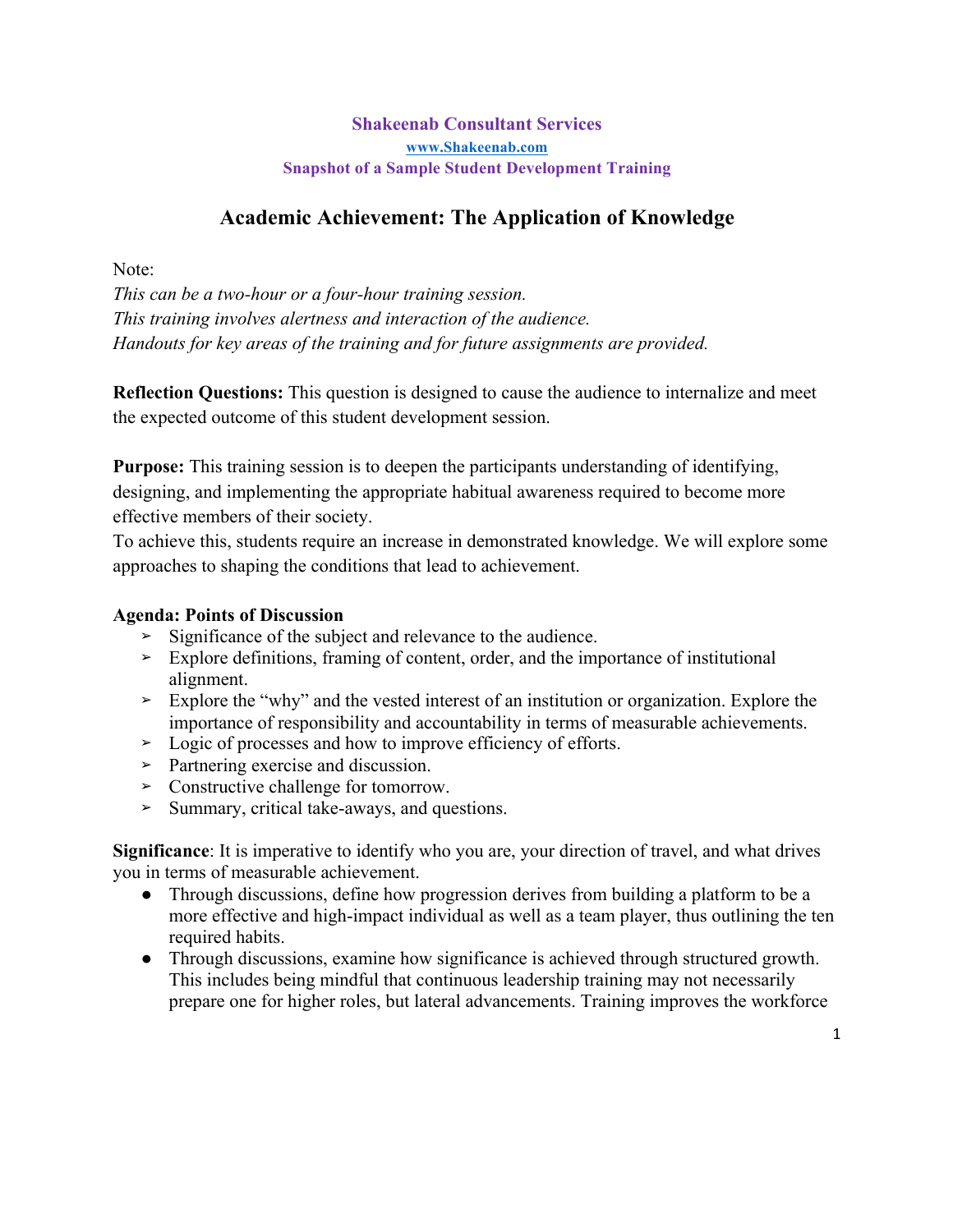**Shakeenab Consultant Services**

**[www.Shakeenab.com](http://www.Shakeenab.com)**

**Snapshot of a Sample Student Development Training**

# Academic Achievement: The Application of Knowledge

Note:

*This can be a two-hour or a four-hour training session.*
*This training involves alertness and interaction of the audience.*
*Handouts for key areas of the training and for future assignments are provided.*

**Reflection Questions:** This question is designed to cause the audience to internalize and meet the expected outcome of this student development session.

**Purpose:** This training session is to deepen the participants understanding of identifying, designing, and implementing the appropriate habitual awareness required to become more effective members of their society.
To achieve this, students require an increase in demonstrated knowledge. We will explore some approaches to shaping the conditions that lead to achievement.

**Agenda: Points of Discussion**

- ➢ Significance of the subject and relevance to the audience.
- ➢ Explore definitions, framing of content, order, and the importance of institutional alignment.
- ➢ Explore the "why" and the vested interest of an institution or organization. Explore the importance of responsibility and accountability in terms of measurable achievements.
- ➢ Logic of processes and how to improve efficiency of efforts.
- ➢ Partnering exercise and discussion.
- ➢ Constructive challenge for tomorrow.
- ➢ Summary, critical take-aways, and questions.

**Significance**: It is imperative to identify who you are, your direction of travel, and what drives you in terms of measurable achievement.

- Through discussions, define how progression derives from building a platform to be a more effective and high-impact individual as well as a team player, thus outlining the ten required habits.
- Through discussions, examine how significance is achieved through structured growth. This includes being mindful that continuous leadership training may not necessarily prepare one for higher roles, but lateral advancements. Training improves the workforce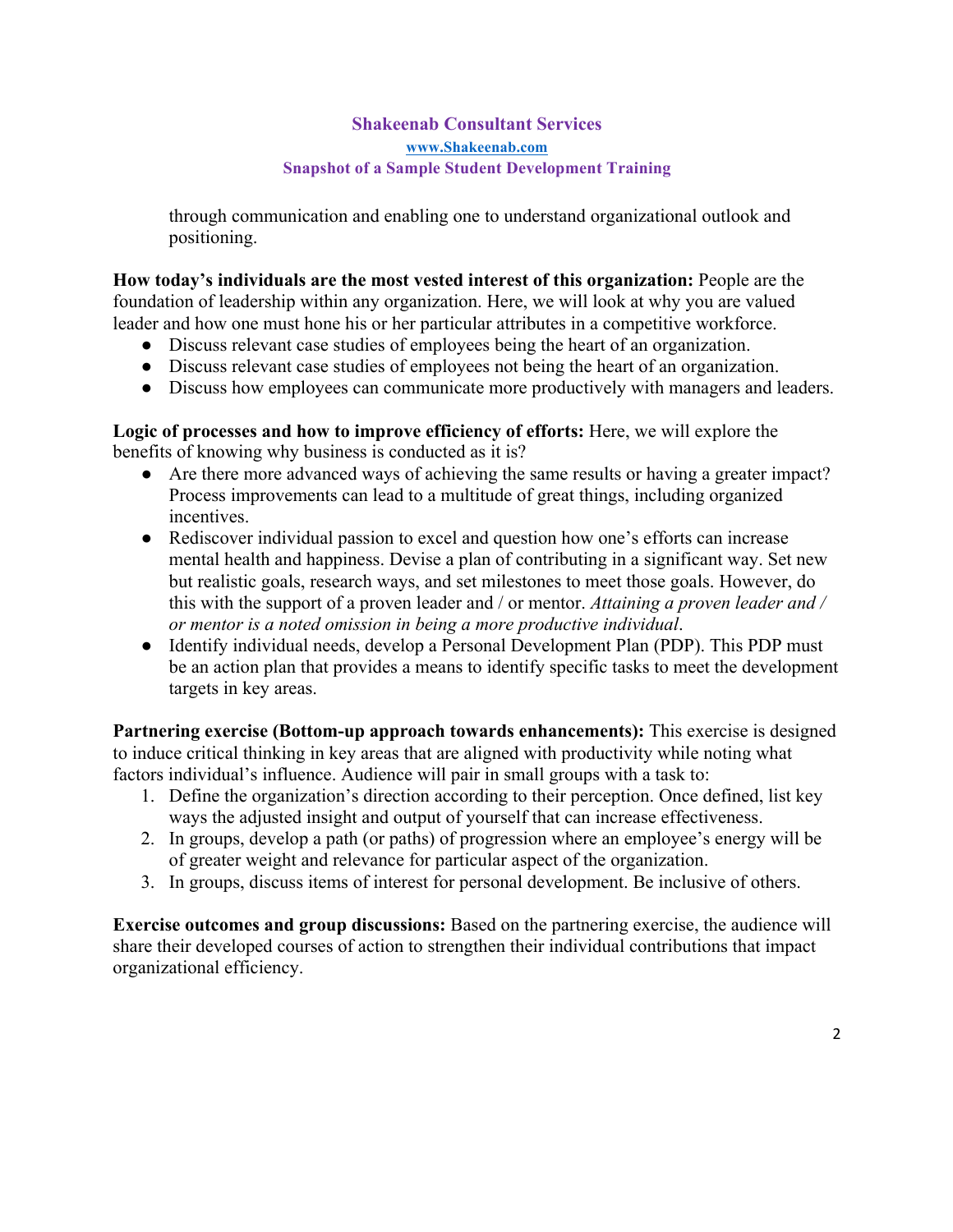through communication and enabling one to understand organizational outlook and positioning.

**How today's individuals are the most vested interest of this organization:** People are the foundation of leadership within any organization. Here, we will look at why you are valued leader and how one must hone his or her particular attributes in a competitive workforce.

- Discuss relevant case studies of employees being the heart of an organization.
- Discuss relevant case studies of employees not being the heart of an organization.
- Discuss how employees can communicate more productively with managers and leaders.

**Logic of processes and how to improve efficiency of efforts:** Here, we will explore the benefits of knowing why business is conducted as it is?

- Are there more advanced ways of achieving the same results or having a greater impact? Process improvements can lead to a multitude of great things, including organized incentives.
- Rediscover individual passion to excel and question how one's efforts can increase mental health and happiness. Devise a plan of contributing in a significant way. Set new but realistic goals, research ways, and set milestones to meet those goals. However, do this with the support of a proven leader and / or mentor. *Attaining a proven leader and / or mentor is a noted omission in being a more productive individual*.
- Identify individual needs, develop a Personal Development Plan (PDP). This PDP must be an action plan that provides a means to identify specific tasks to meet the development targets in key areas.

**Partnering exercise (Bottom-up approach towards enhancements):** This exercise is designed to induce critical thinking in key areas that are aligned with productivity while noting what factors individual's influence. Audience will pair in small groups with a task to:

1. Define the organization's direction according to their perception. Once defined, list key ways the adjusted insight and output of yourself that can increase effectiveness.
2. In groups, develop a path (or paths) of progression where an employee's energy will be of greater weight and relevance for particular aspect of the organization.
3. In groups, discuss items of interest for personal development. Be inclusive of others.

**Exercise outcomes and group discussions:** Based on the partnering exercise, the audience will share their developed courses of action to strengthen their individual contributions that impact organizational efficiency.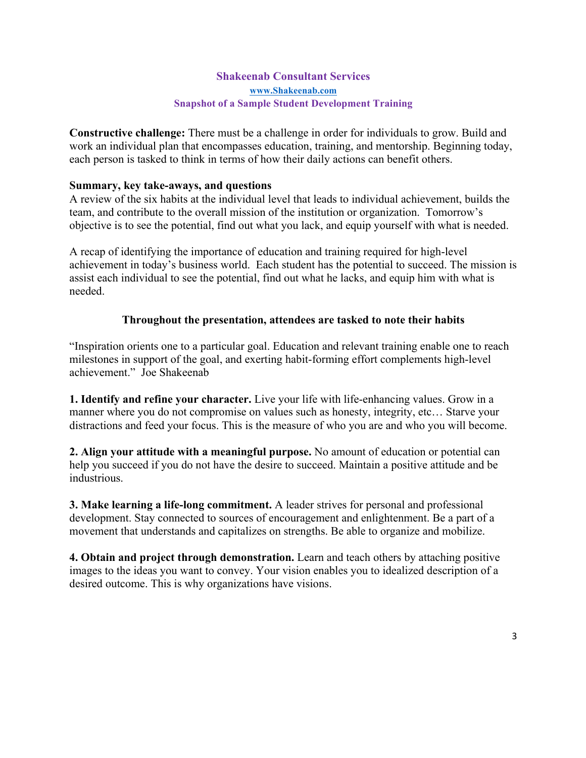**Shakeenab Consultant Services**

**www.Shakeenab.com**

**Snapshot of a Sample Student Development Training**

**Constructive challenge:** There must be a challenge in order for individuals to grow. Build and work an individual plan that encompasses education, training, and mentorship. Beginning today, each person is tasked to think in terms of how their daily actions can benefit others.

**Summary, key take-aways, and questions**

A review of the six habits at the individual level that leads to individual achievement, builds the team, and contribute to the overall mission of the institution or organization. Tomorrow's objective is to see the potential, find out what you lack, and equip yourself with what is needed.

A recap of identifying the importance of education and training required for high-level achievement in today's business world. Each student has the potential to succeed. The mission is assist each individual to see the potential, find out what he lacks, and equip him with what is needed.

**Throughout the presentation, attendees are tasked to note their habits**

"Inspiration orients one to a particular goal. Education and relevant training enable one to reach milestones in support of the goal, and exerting habit-forming effort complements high-level achievement." Joe Shakeenab

**1. Identify and refine your character.** Live your life with life-enhancing values. Grow in a manner where you do not compromise on values such as honesty, integrity, etc… Starve your distractions and feed your focus. This is the measure of who you are and who you will become.

**2. Align your attitude with a meaningful purpose.** No amount of education or potential can help you succeed if you do not have the desire to succeed. Maintain a positive attitude and be industrious.

**3. Make learning a life-long commitment.** A leader strives for personal and professional development. Stay connected to sources of encouragement and enlightenment. Be a part of a movement that understands and capitalizes on strengths. Be able to organize and mobilize.

**4. Obtain and project through demonstration.** Learn and teach others by attaching positive images to the ideas you want to convey. Your vision enables you to idealized description of a desired outcome. This is why organizations have visions.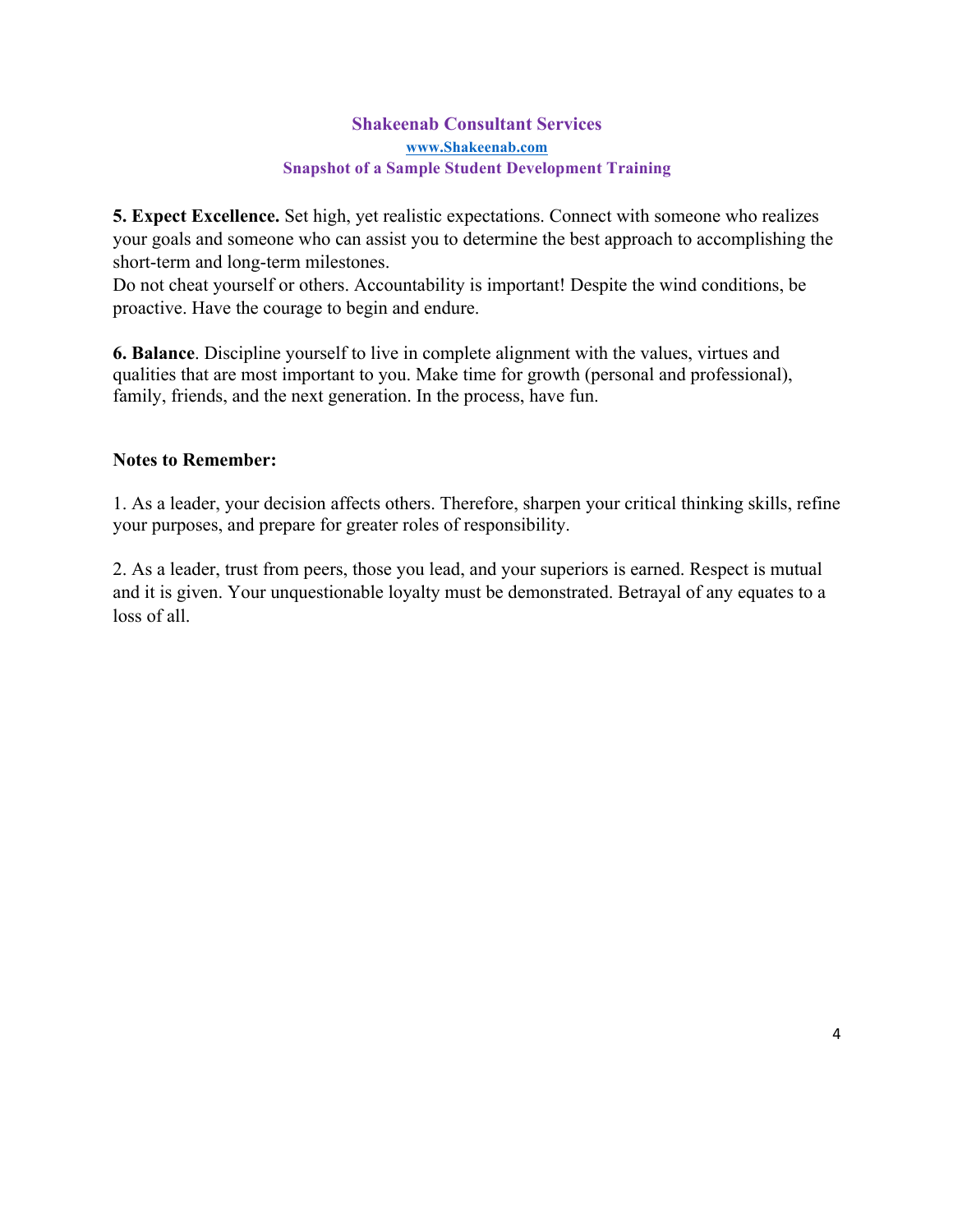**5. Expect Excellence.** Set high, yet realistic expectations. Connect with someone who realizes your goals and someone who can assist you to determine the best approach to accomplishing the short-term and long-term milestones.
Do not cheat yourself or others. Accountability is important! Despite the wind conditions, be proactive. Have the courage to begin and endure.

**6. Balance**. Discipline yourself to live in complete alignment with the values, virtues and qualities that are most important to you. Make time for growth (personal and professional), family, friends, and the next generation. In the process, have fun.

**Notes to Remember:**

1. As a leader, your decision affects others. Therefore, sharpen your critical thinking skills, refine your purposes, and prepare for greater roles of responsibility.

2. As a leader, trust from peers, those you lead, and your superiors is earned. Respect is mutual and it is given. Your unquestionable loyalty must be demonstrated. Betrayal of any equates to a loss of all.